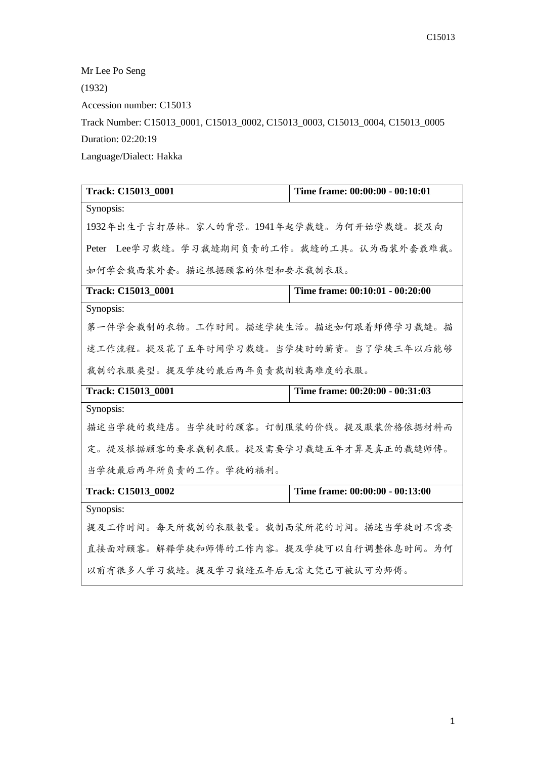Mr Lee Po Seng

(1932)

Accession number: C15013

Track Number: C15013_0001, C15013_0002, C15013_0003, C15013_0004, C15013_0005

Duration: 02:20:19

Language/Dialect: Hakka

| Track: C15013_0001 | Time frame: 00:00:00 - 00:10:01 |
|---|---|
| Synopsis:<br>1932年出生于吉打居林。家人的背景。1941年起学裁缝。为何开始学裁缝。提及向Peter Lee学习裁缝。学习裁缝期间负责的工作。裁缝的工具。认为西装外套最难裁。如何学会裁西装外套。描述根据顾客的体型和要求裁制衣服。 | |
| **Track: C15013_0001** | **Time frame: 00:10:01 - 00:20:00** |
| Synopsis:<br>第一件学会裁制的衣物。工作时间。描述学徒生活。描述如何跟着师傅学习裁缝。描述工作流程。提及花了五年时间学习裁缝。当学徒时的薪资。当了学徒三年以后能够裁制的衣服类型。提及学徒的最后两年负责裁制较高难度的衣服。 | |
| **Track: C15013_0001** | **Time frame: 00:20:00 - 00:31:03** |
| Synopsis:<br>描述当学徒的裁缝店。当学徒时的顾客。订制服装的价钱。提及服装价格依据材料而定。提及根据顾客的要求裁制衣服。提及需要学习裁缝五年才算是真正的裁缝师傅。当学徒最后两年所负责的工作。学徒的福利。 | |
| **Track: C15013_0002** | **Time frame: 00:00:00 - 00:13:00** |
| Synopsis:<br>提及工作时间。每天所裁制的衣服数量。裁制西装所花的时间。描述当学徒时不需要直接面对顾客。解释学徒和师傅的工作内容。提及学徒可以自行调整休息时间。为何以前有很多人学习裁缝。提及学习裁缝五年后无需文凭已可被认可为师傅。 | |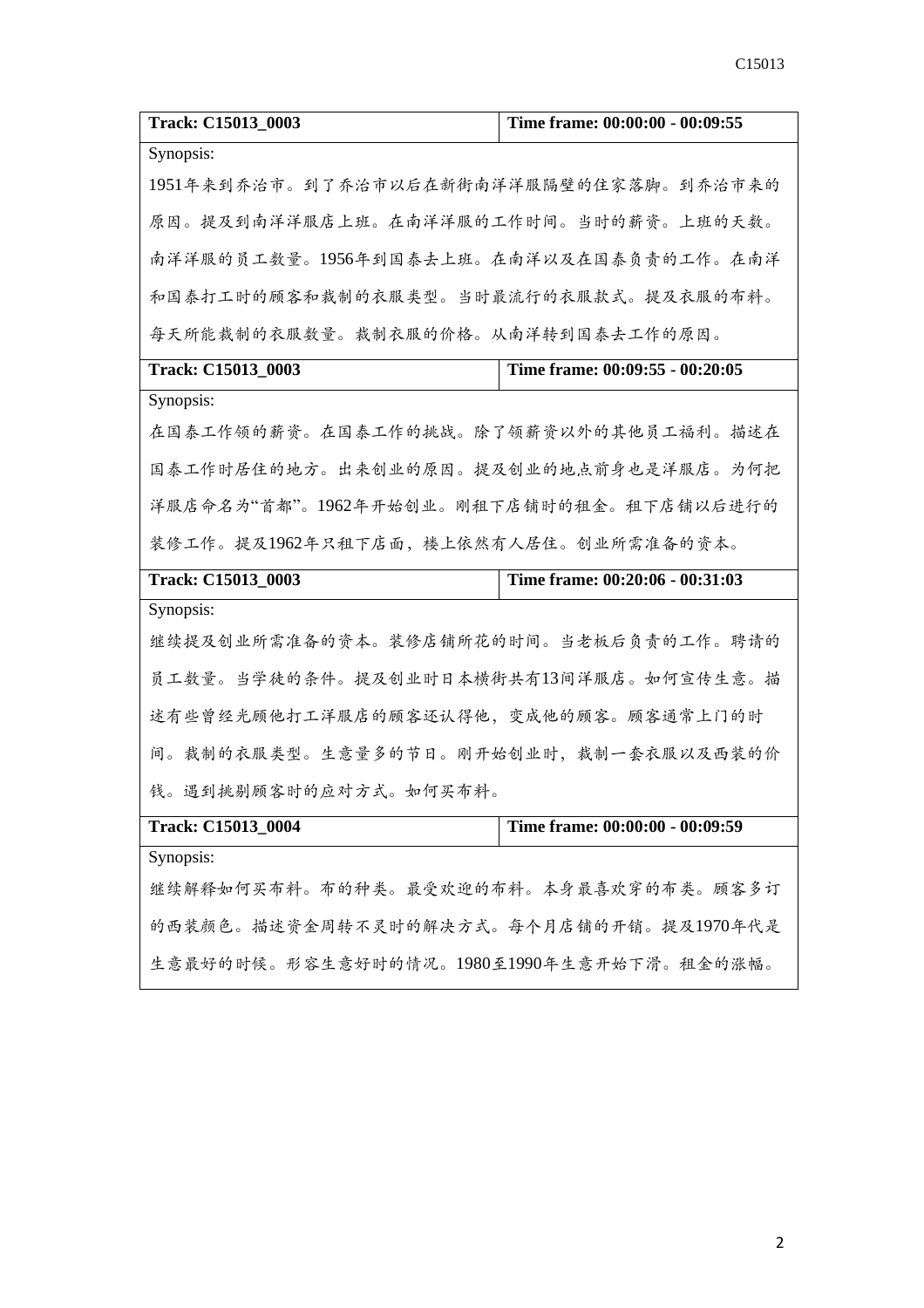| Track: C15013_0003 | Time frame: 00:00:00 - 00:09:55 |
| --- | --- |
| Synopsis:<br>1951年来到乔治市。到了乔治市以后在新街南洋洋服隔壁的住家落脚。到乔治市来的原因。提及到南洋洋服店上班。在南洋洋服的工作时间。当时的薪资。上班的天数。南洋洋服的员工数量。1956年到国泰去上班。在南洋以及在国泰负责的工作。在南洋和国泰打工时的顾客和裁制的衣服类型。当时最流行的衣服款式。提及衣服的布料。每天所能裁制的衣服数量。裁制衣服的价格。从南洋转到国泰去工作的原因。 | |
| **Track: C15013_0003** | **Time frame: 00:09:55 - 00:20:05** |
| Synopsis:<br>在国泰工作领的薪资。在国泰工作的挑战。除了领薪资以外的其他员工福利。描述在国泰工作时居住的地方。出来创业的原因。提及创业的地点前身也是洋服店。为何把洋服店命名为"首都"。1962年开始创业。刚租下店铺时的租金。租下店铺以后进行的装修工作。提及1962年只租下店面，楼上依然有人居住。创业所需准备的资本。 | |
| **Track: C15013_0003** | **Time frame: 00:20:06 - 00:31:03** |
| Synopsis:<br>继续提及创业所需准备的资本。装修店铺所花的时间。当老板后负责的工作。聘请的员工数量。当学徒的条件。提及创业时日本横街共有13间洋服店。如何宣传生意。描述有些曾经光顾他打工洋服店的顾客还认得他，变成他的顾客。顾客通常上门的时间。裁制的衣服类型。生意量多的节日。刚开始创业时，裁制一套衣服以及西装的价钱。遇到挑剔顾客时的应对方式。如何买布料。 | |
| **Track: C15013_0004** | **Time frame: 00:00:00 - 00:09:59** |
| Synopsis:<br>继续解释如何买布料。布的种类。最受欢迎的布料。本身最喜欢穿的布类。顾客多订的西装颜色。描述资金周转不灵时的解决方式。每个月店铺的开销。提及1970年代是生意最好的时候。形容生意好时的情况。1980至1990年生意开始下滑。租金的涨幅。 | |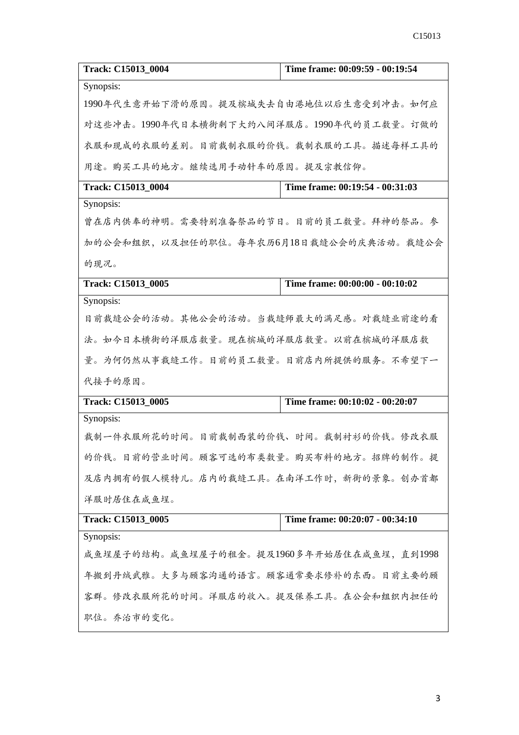| Track: C15013_0004 | Time frame: 00:09:59 - 00:19:54 |
|---|---|
| Synopsis:<br>1990年代生意开始下滑的原因。提及槟城失去自由港地位以后生意受到冲击。如何应对这些冲击。1990年代日本横街剩下大约八间洋服店。1990年代的员工数量。订做的衣服和现成的衣服的差别。目前裁制衣服的价钱。裁制衣服的工具。描述每样工具的用途。购买工具的地方。继续选用手动针车的原因。提及宗教信仰。 | |

| Track: C15013_0004 | Time frame: 00:19:54 - 00:31:03 |
|---|---|
| Synopsis:<br>曾在店内供奉的神明。需要特别准备祭品的节日。目前的员工数量。拜神的祭品。参加的公会和组织，以及担任的职位。每年农历6月18日裁缝公会的庆典活动。裁缝公会的现况。 | |

| Track: C15013_0005 | Time frame: 00:00:00 - 00:10:02 |
|---|---|
| Synopsis:<br>目前裁缝公会的活动。其他公会的活动。当裁缝师最大的满足感。对裁缝业前途的看法。如今日本横街的洋服店数量。现在槟城的洋服店数量。以前在槟城的洋服店数量。为何仍然从事裁缝工作。目前的员工数量。目前店内所提供的服务。不希望下一代接手的原因。 | |

| Track: C15013_0005 | Time frame: 00:10:02 - 00:20:07 |
|---|---|
| Synopsis:<br>裁制一件衣服所花的时间。目前裁制西装的价钱、时间。裁制衬衫的价钱。修改衣服的价钱。目前的营业时间。顾客可选的布类数量。购买布料的地方。招牌的制作。提及店内拥有的假人模特儿。店内的裁缝工具。在南洋工作时，新街的景象。创办首都洋服时居住在咸鱼埕。 | |

| Track: C15013_0005 | Time frame: 00:20:07 - 00:34:10 |
|---|---|
| Synopsis:<br>咸鱼埕屋子的结构。咸鱼埕屋子的租金。提及1960多年开始居住在咸鱼埕，直到1998年搬到丹绒武雅。大多与顾客沟通的语言。顾客通常要求修补的东西。目前主要的顾客群。修改衣服所花的时间。洋服店的收入。提及保养工具。在公会和组织内担任的职位。乔治市的变化。 | |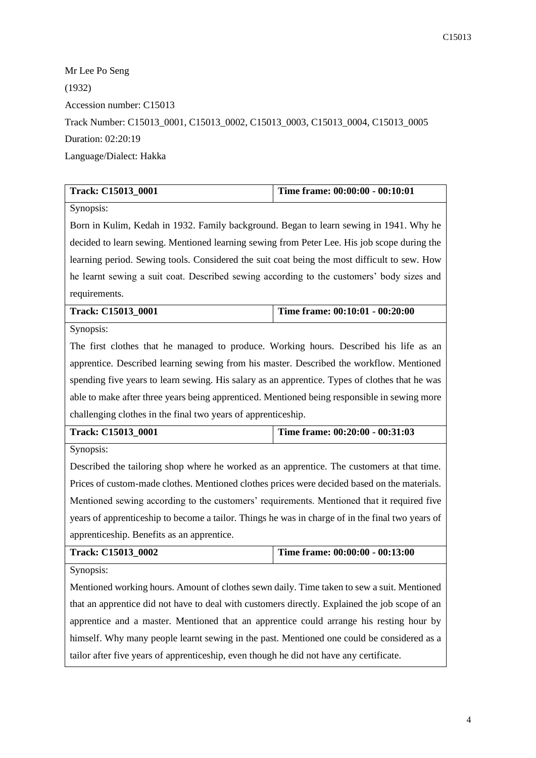Mr Lee Po Seng

(1932)

Accession number: C15013

Track Number: C15013_0001, C15013_0002, C15013_0003, C15013_0004, C15013_0005

Duration: 02:20:19

Language/Dialect: Hakka

| **Track: C15013_0001** | **Time frame: 00:00:00 - 00:10:01** |
|---|---|
| Synopsis:<br>Born in Kulim, Kedah in 1932. Family background. Began to learn sewing in 1941. Why he decided to learn sewing. Mentioned learning sewing from Peter Lee. His job scope during the learning period. Sewing tools. Considered the suit coat being the most difficult to sew. How he learnt sewing a suit coat. Described sewing according to the customers' body sizes and requirements. | |
| **Track: C15013_0001** | **Time frame: 00:10:01 - 00:20:00** |
| Synopsis:<br>The first clothes that he managed to produce. Working hours. Described his life as an apprentice. Described learning sewing from his master. Described the workflow. Mentioned spending five years to learn sewing. His salary as an apprentice. Types of clothes that he was able to make after three years being apprenticed. Mentioned being responsible in sewing more challenging clothes in the final two years of apprenticeship. | |
| **Track: C15013_0001** | **Time frame: 00:20:00 - 00:31:03** |
| Synopsis:<br>Described the tailoring shop where he worked as an apprentice. The customers at that time. Prices of custom-made clothes. Mentioned clothes prices were decided based on the materials. Mentioned sewing according to the customers' requirements. Mentioned that it required five years of apprenticeship to become a tailor. Things he was in charge of in the final two years of apprenticeship. Benefits as an apprentice. | |
| **Track: C15013_0002** | **Time frame: 00:00:00 - 00:13:00** |
| Synopsis:<br>Mentioned working hours. Amount of clothes sewn daily. Time taken to sew a suit. Mentioned that an apprentice did not have to deal with customers directly. Explained the job scope of an apprentice and a master. Mentioned that an apprentice could arrange his resting hour by himself. Why many people learnt sewing in the past. Mentioned one could be considered as a tailor after five years of apprenticeship, even though he did not have any certificate. | |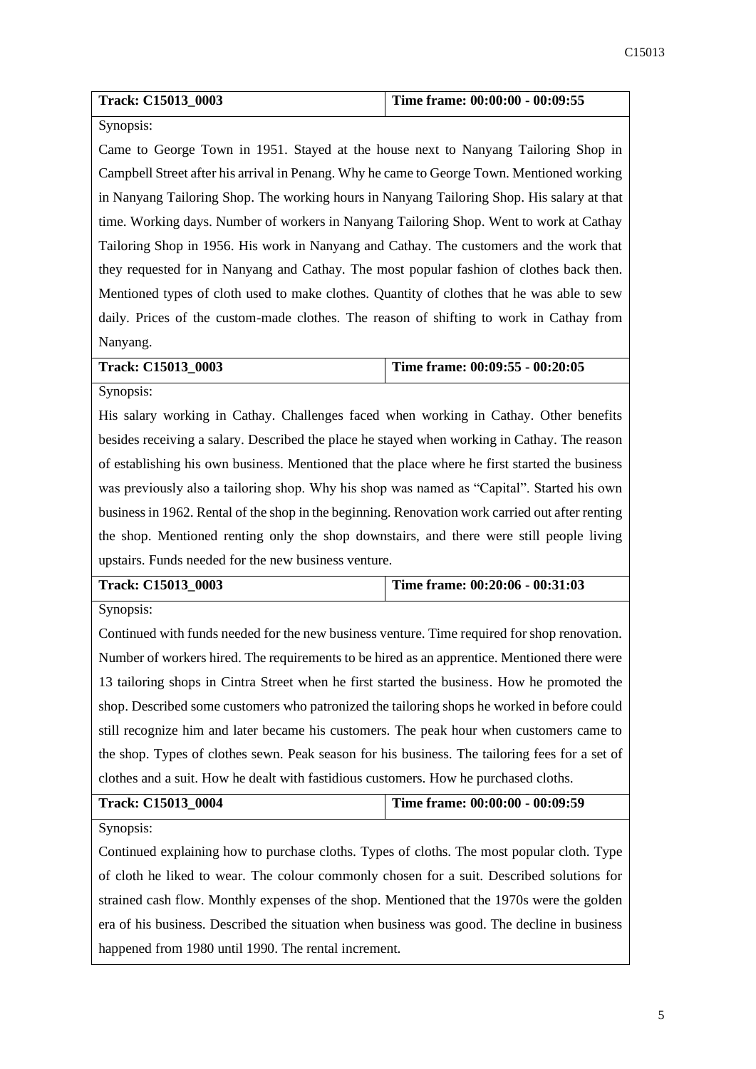| Track: C15013_0003 | Time frame: 00:00:00 - 00:09:55 |
| --- | --- |
| Synopsis: Came to George Town in 1951. Stayed at the house next to Nanyang Tailoring Shop in Campbell Street after his arrival in Penang. Why he came to George Town. Mentioned working in Nanyang Tailoring Shop. The working hours in Nanyang Tailoring Shop. His salary at that time. Working days. Number of workers in Nanyang Tailoring Shop. Went to work at Cathay Tailoring Shop in 1956. His work in Nanyang and Cathay. The customers and the work that they requested for in Nanyang and Cathay. The most popular fashion of clothes back then. Mentioned types of cloth used to make clothes. Quantity of clothes that he was able to sew daily. Prices of the custom-made clothes. The reason of shifting to work in Cathay from Nanyang. | |

| Track: C15013_0003 | Time frame: 00:09:55 - 00:20:05 |
| --- | --- |
| Synopsis: His salary working in Cathay. Challenges faced when working in Cathay. Other benefits besides receiving a salary. Described the place he stayed when working in Cathay. The reason of establishing his own business. Mentioned that the place where he first started the business was previously also a tailoring shop. Why his shop was named as "Capital". Started his own business in 1962. Rental of the shop in the beginning. Renovation work carried out after renting the shop. Mentioned renting only the shop downstairs, and there were still people living upstairs. Funds needed for the new business venture. | |

| Track: C15013_0003 | Time frame: 00:20:06 - 00:31:03 |
| --- | --- |
| Synopsis: Continued with funds needed for the new business venture. Time required for shop renovation. Number of workers hired. The requirements to be hired as an apprentice. Mentioned there were 13 tailoring shops in Cintra Street when he first started the business. How he promoted the shop. Described some customers who patronized the tailoring shops he worked in before could still recognize him and later became his customers. The peak hour when customers came to the shop. Types of clothes sewn. Peak season for his business. The tailoring fees for a set of clothes and a suit. How he dealt with fastidious customers. How he purchased cloths. | |

| Track: C15013_0004 | Time frame: 00:00:00 - 00:09:59 |
| --- | --- |
| Synopsis: Continued explaining how to purchase cloths. Types of cloths. The most popular cloth. Type of cloth he liked to wear. The colour commonly chosen for a suit. Described solutions for strained cash flow. Monthly expenses of the shop. Mentioned that the 1970s were the golden era of his business. Described the situation when business was good. The decline in business happened from 1980 until 1990. The rental increment. | |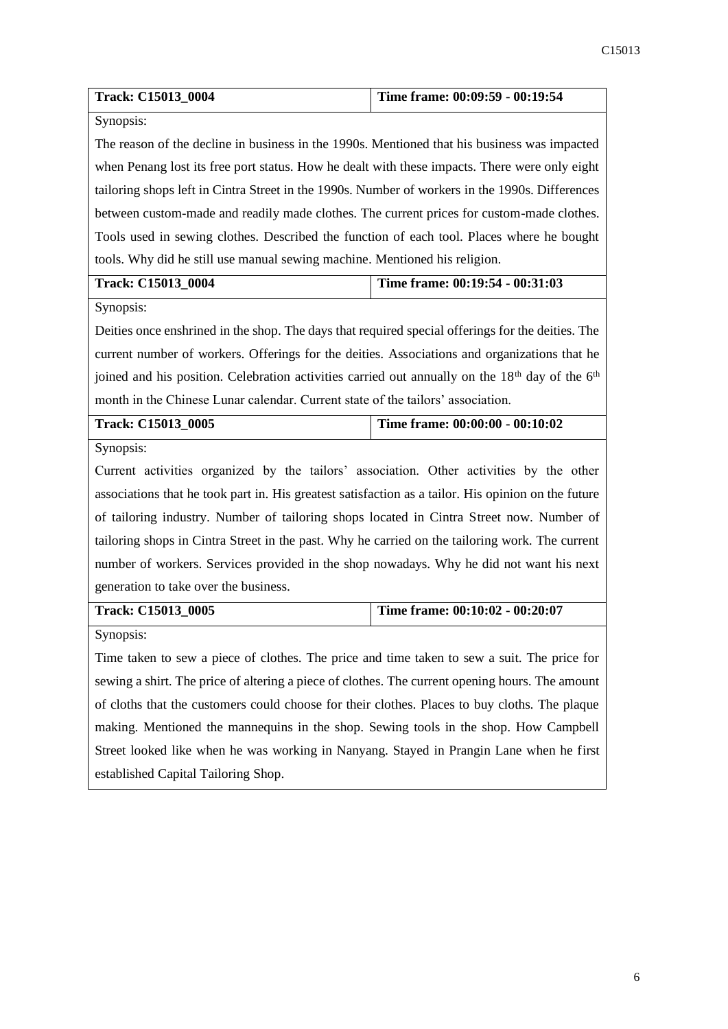| Track: C15013_0004 | Time frame: 00:09:59 - 00:19:54 |
|---|---|
| Synopsis: | |
| The reason of the decline in business in the 1990s. Mentioned that his business was impacted when Penang lost its free port status. How he dealt with these impacts. There were only eight tailoring shops left in Cintra Street in the 1990s. Number of workers in the 1990s. Differences between custom-made and readily made clothes. The current prices for custom-made clothes. Tools used in sewing clothes. Described the function of each tool. Places where he bought tools. Why did he still use manual sewing machine. Mentioned his religion. | |

| Track: C15013_0004 | Time frame: 00:19:54 - 00:31:03 |
|---|---|
| Synopsis: | |
| Deities once enshrined in the shop. The days that required special offerings for the deities. The current number of workers. Offerings for the deities. Associations and organizations that he joined and his position. Celebration activities carried out annually on the 18th day of the 6th month in the Chinese Lunar calendar. Current state of the tailors' association. | |

| Track: C15013_0005 | Time frame: 00:00:00 - 00:10:02 |
|---|---|
| Synopsis: | |
| Current activities organized by the tailors' association. Other activities by the other associations that he took part in. His greatest satisfaction as a tailor. His opinion on the future of tailoring industry. Number of tailoring shops located in Cintra Street now. Number of tailoring shops in Cintra Street in the past. Why he carried on the tailoring work. The current number of workers. Services provided in the shop nowadays. Why he did not want his next generation to take over the business. | |

| Track: C15013_0005 | Time frame: 00:10:02 - 00:20:07 |
|---|---|
| Synopsis: | |
| Time taken to sew a piece of clothes. The price and time taken to sew a suit. The price for sewing a shirt. The price of altering a piece of clothes. The current opening hours. The amount of cloths that the customers could choose for their clothes. Places to buy cloths. The plaque making. Mentioned the mannequins in the shop. Sewing tools in the shop. How Campbell Street looked like when he was working in Nanyang. Stayed in Prangin Lane when he first established Capital Tailoring Shop. | |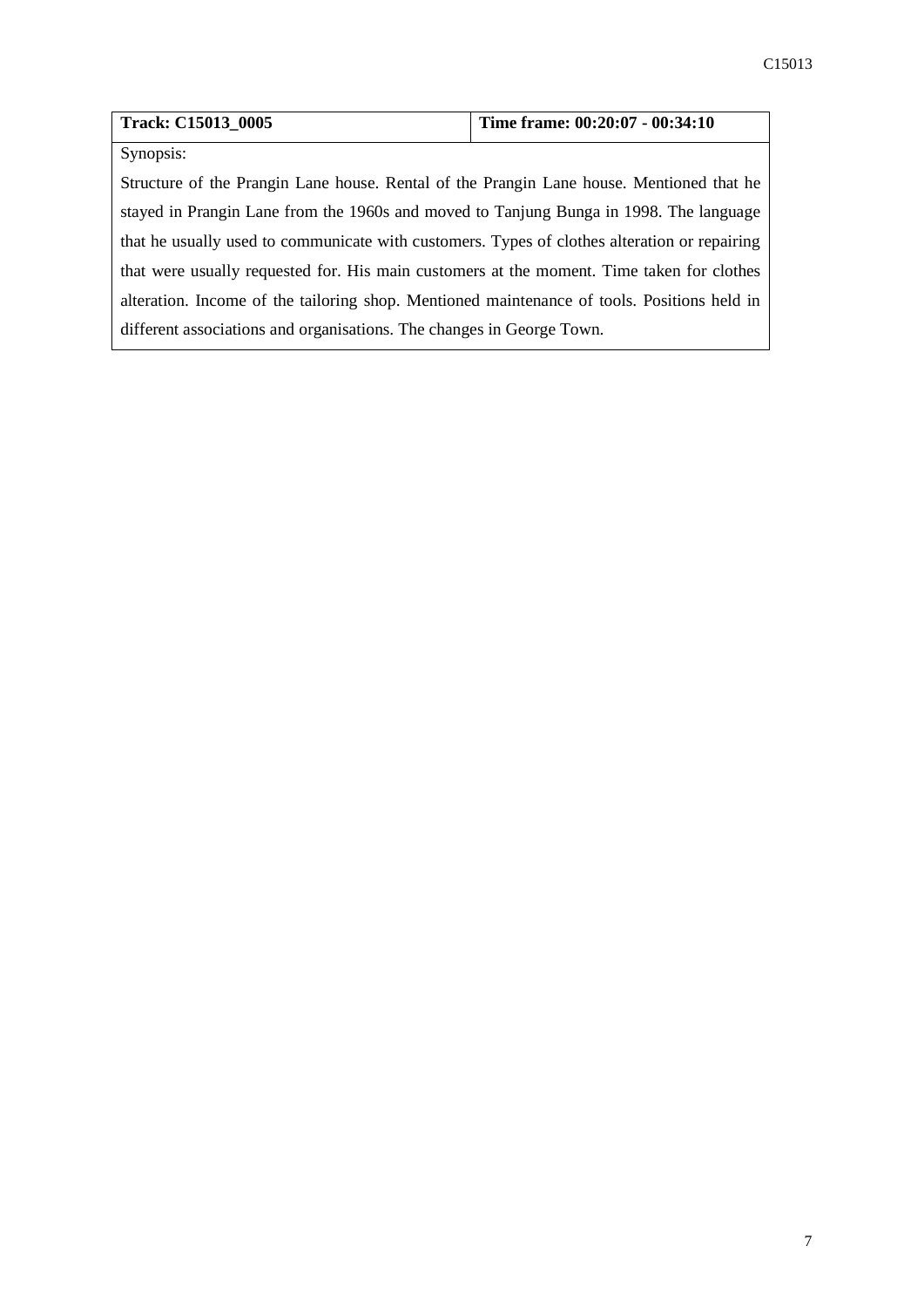| **Track: C15013_0005** | **Time frame: 00:20:07 - 00:34:10** |
| --- | --- |

Synopsis:

Structure of the Prangin Lane house. Rental of the Prangin Lane house. Mentioned that he stayed in Prangin Lane from the 1960s and moved to Tanjung Bunga in 1998. The language that he usually used to communicate with customers. Types of clothes alteration or repairing that were usually requested for. His main customers at the moment. Time taken for clothes alteration. Income of the tailoring shop. Mentioned maintenance of tools. Positions held in different associations and organisations. The changes in George Town.